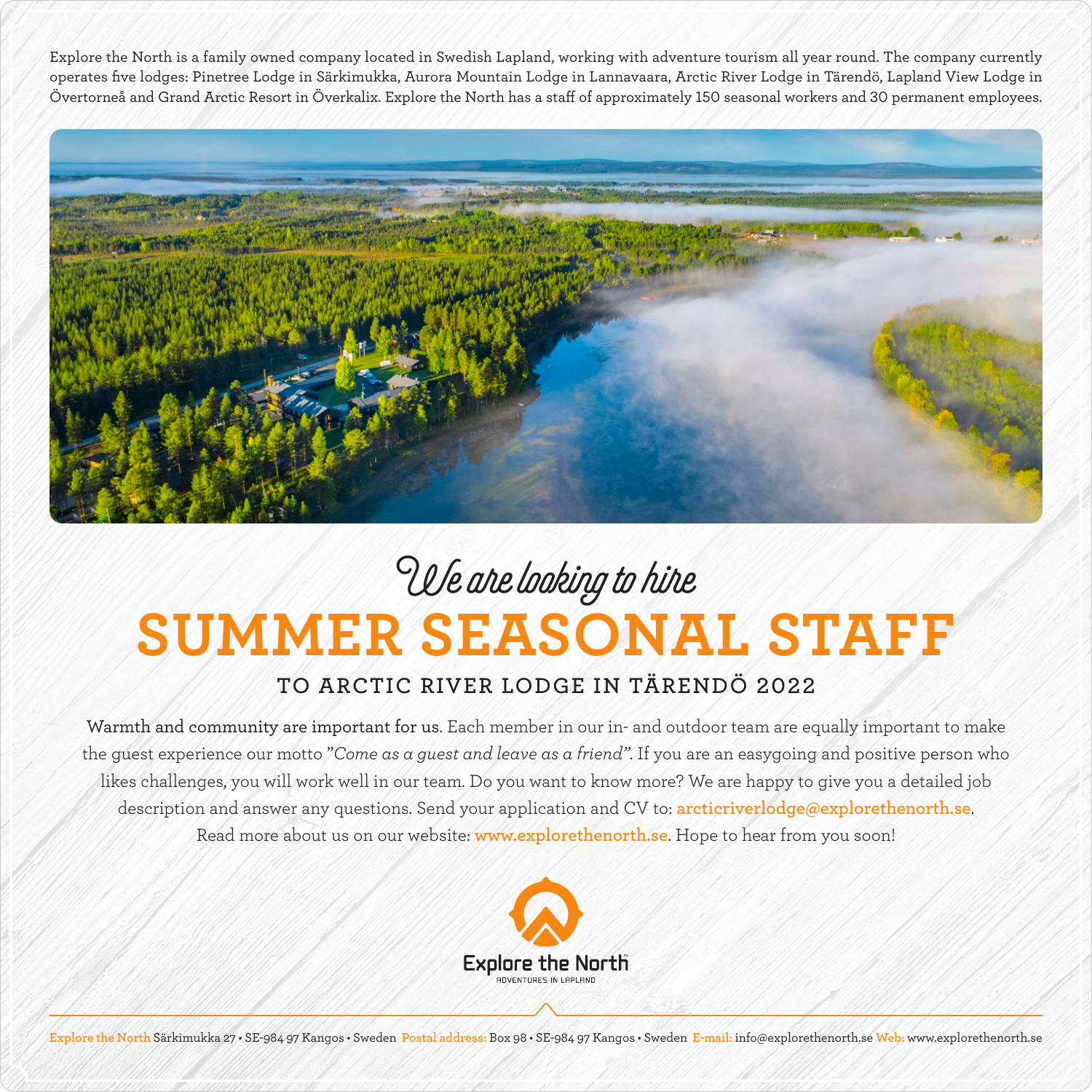Explore the North is a family owned company located in Swedish Lapland, working with adventure tourism all year round. The company currently operates five lodges: Pinetree Lodge in Särkimukka, Aurora Mountain Lodge in Lannavaara, Arctic River Lodge in Tärendö, Lapland View Lodge in Övertorneå and Grand Arctic Resort in Överkalix. Explore the North has a staff of approximately 150 seasonal workers and 30 permanent employees.

*We are looking to hire*

# SUMMER SEASONAL STAFF

## TO ARCTIC RIVER LODGE IN TÄRENDÖ 2022

**Warmth and community are important for us.** Each member in our in- and outdoor team are equally important to make the guest experience our motto *"Come as a guest and leave as a friend"*. If you are an easygoing and positive person who likes challenges, you will work well in our team. Do you want to know more? We are happy to give you a detailed job description and answer any questions. Send your application and CV to: **arcticriverlodge@explorethenorth.se**. Read more about us on our website: **www.explorethenorth.se**. Hope to hear from you soon!

Explore the North
ADVENTURES IN LAPLAND

Explore the North Särkimukka 27 • SE-984 97 Kangos • Sweden Postal address: Box 98 • SE-984 97 Kangos • Sweden E-mail: info@explorethenorth.se Web: www.explorethenorth.se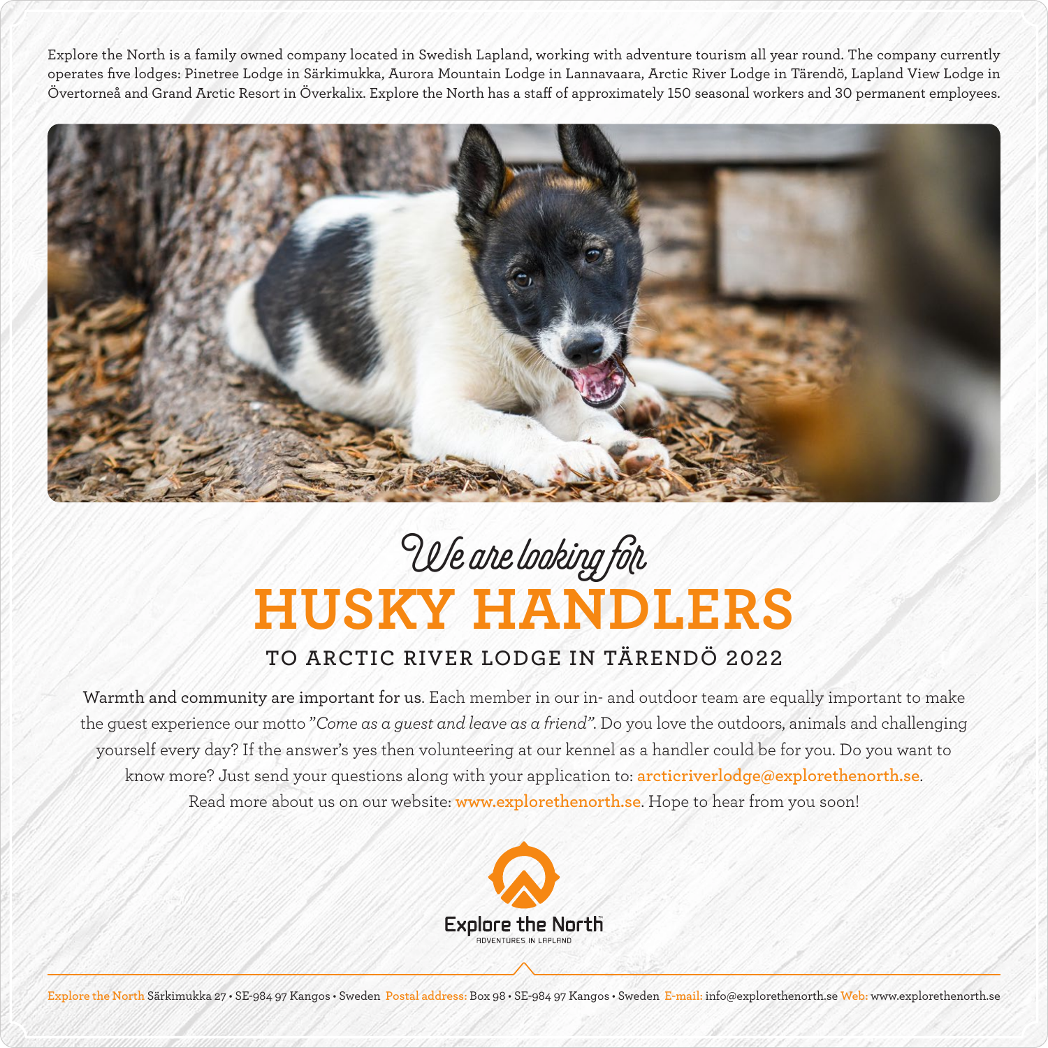Explore the North is a family owned company located in Swedish Lapland, working with adventure tourism all year round. The company currently operates five lodges: Pinetree Lodge in Särkimukka, Aurora Mountain Lodge in Lannavaara, Arctic River Lodge in Tärendö, Lapland View Lodge in Övertorneå and Grand Arctic Resort in Överkalix. Explore the North has a staff of approximately 150 seasonal workers and 30 permanent employees.

*We are looking for*

# HUSKY HANDLERS

## TO ARCTIC RIVER LODGE IN TÄRENDÖ 2022

**Warmth and community are important for us.** Each member in our in- and outdoor team are equally important to make the guest experience our motto *"Come as a guest and leave as a friend"*. Do you love the outdoors, animals and challenging yourself every day? If the answer's yes then volunteering at our kennel as a handler could be for you. Do you want to know more? Just send your questions along with your application to: **arcticriverlodge@explorethenorth.se**. Read more about us on our website: **www.explorethenorth.se**. Hope to hear from you soon!

Explore the North
ADVENTURES IN LAPLAND

Explore the North Särkimukka 27 • SE-984 97 Kangos • Sweden Postal address: Box 98 • SE-984 97 Kangos • Sweden E-mail: info@explorethenorth.se Web: www.explorethenorth.se